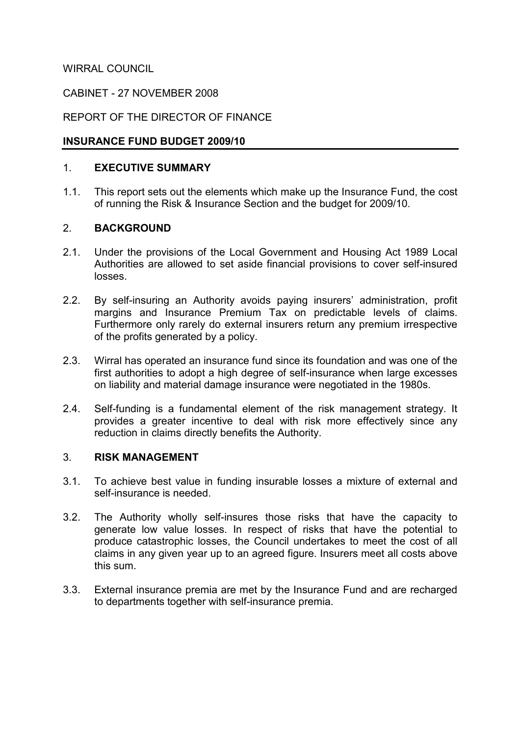WIRRAL COUNCIL

CABINET - 27 NOVEMBER 2008

REPORT OF THE DIRECTOR OF FINANCE

## INSURANCE FUND BUDGET 2009/10

### 1. EXECUTIVE SUMMARY

1.1. This report sets out the elements which make up the Insurance Fund, the cost of running the Risk & Insurance Section and the budget for 2009/10.

### 2. BACKGROUND

2.1. Under the provisions of the Local Government and Housing Act 1989 Local Authorities are allowed to set aside financial provisions to cover self-insured losses.

2.2. By self-insuring an Authority avoids paying insurers' administration, profit margins and Insurance Premium Tax on predictable levels of claims. Furthermore only rarely do external insurers return any premium irrespective of the profits generated by a policy.

2.3. Wirral has operated an insurance fund since its foundation and was one of the first authorities to adopt a high degree of self-insurance when large excesses on liability and material damage insurance were negotiated in the 1980s.

2.4. Self-funding is a fundamental element of the risk management strategy. It provides a greater incentive to deal with risk more effectively since any reduction in claims directly benefits the Authority.

### 3. RISK MANAGEMENT

3.1. To achieve best value in funding insurable losses a mixture of external and self-insurance is needed.

3.2. The Authority wholly self-insures those risks that have the capacity to generate low value losses. In respect of risks that have the potential to produce catastrophic losses, the Council undertakes to meet the cost of all claims in any given year up to an agreed figure. Insurers meet all costs above this sum.

3.3. External insurance premia are met by the Insurance Fund and are recharged to departments together with self-insurance premia.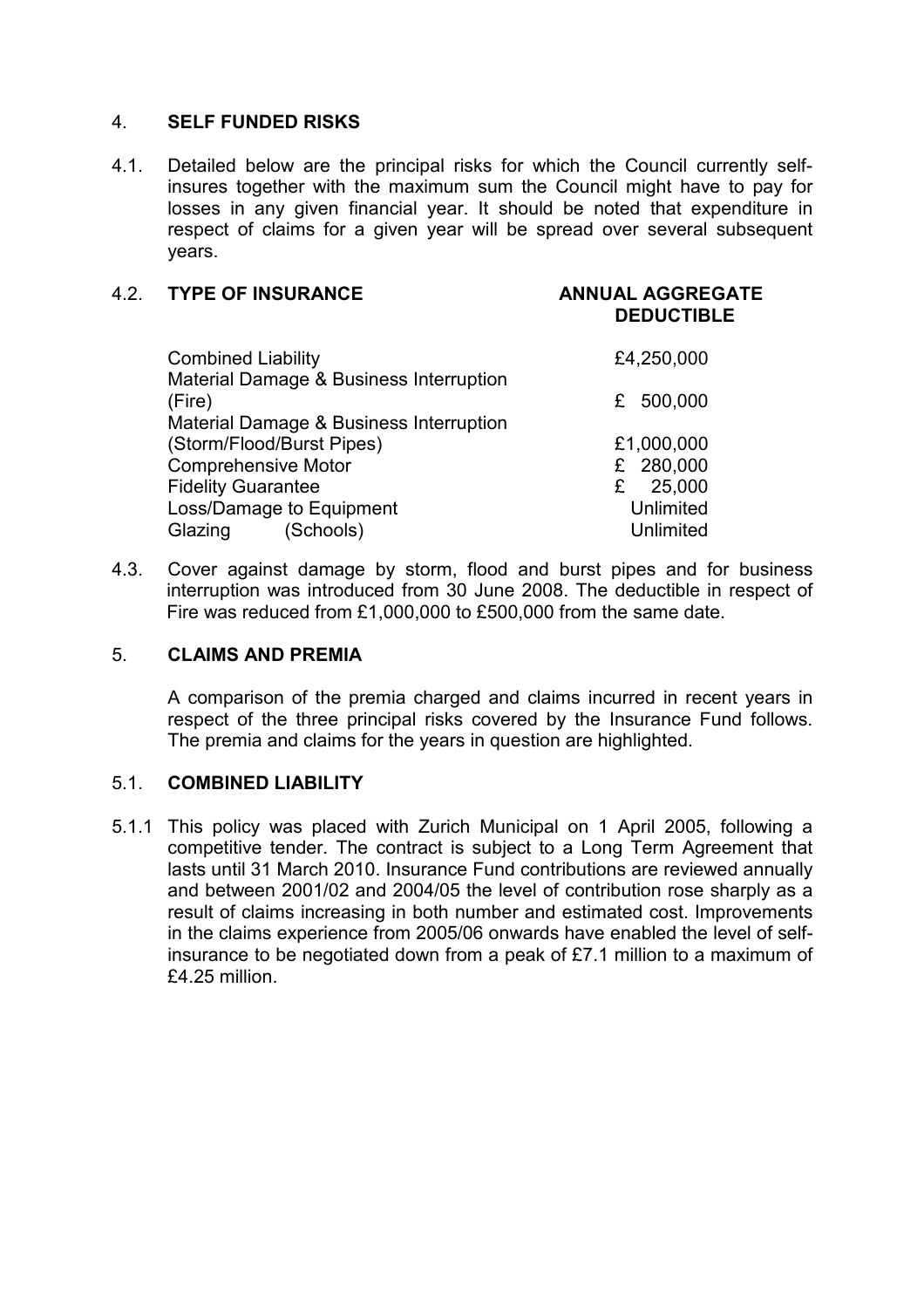## 4. SELF FUNDED RISKS

4.1. Detailed below are the principal risks for which the Council currently self-insures together with the maximum sum the Council might have to pay for losses in any given financial year. It should be noted that expenditure in respect of claims for a given year will be spread over several subsequent years.

4.2.

| TYPE OF INSURANCE | ANNUAL AGGREGATE DEDUCTIBLE |
|---|---|
| Combined Liability | £4,250,000 |
| Material Damage & Business Interruption (Fire) | £ 500,000 |
| Material Damage & Business Interruption (Storm/Flood/Burst Pipes) | £1,000,000 |
| Comprehensive Motor | £ 280,000 |
| Fidelity Guarantee | £ 25,000 |
| Loss/Damage to Equipment | Unlimited |
| Glazing (Schools) | Unlimited |

4.3. Cover against damage by storm, flood and burst pipes and for business interruption was introduced from 30 June 2008. The deductible in respect of Fire was reduced from £1,000,000 to £500,000 from the same date.

## 5. CLAIMS AND PREMIA

A comparison of the premia charged and claims incurred in recent years in respect of the three principal risks covered by the Insurance Fund follows. The premia and claims for the years in question are highlighted.

### 5.1. COMBINED LIABILITY

5.1.1 This policy was placed with Zurich Municipal on 1 April 2005, following a competitive tender. The contract is subject to a Long Term Agreement that lasts until 31 March 2010. Insurance Fund contributions are reviewed annually and between 2001/02 and 2004/05 the level of contribution rose sharply as a result of claims increasing in both number and estimated cost. Improvements in the claims experience from 2005/06 onwards have enabled the level of self-insurance to be negotiated down from a peak of £7.1 million to a maximum of £4.25 million.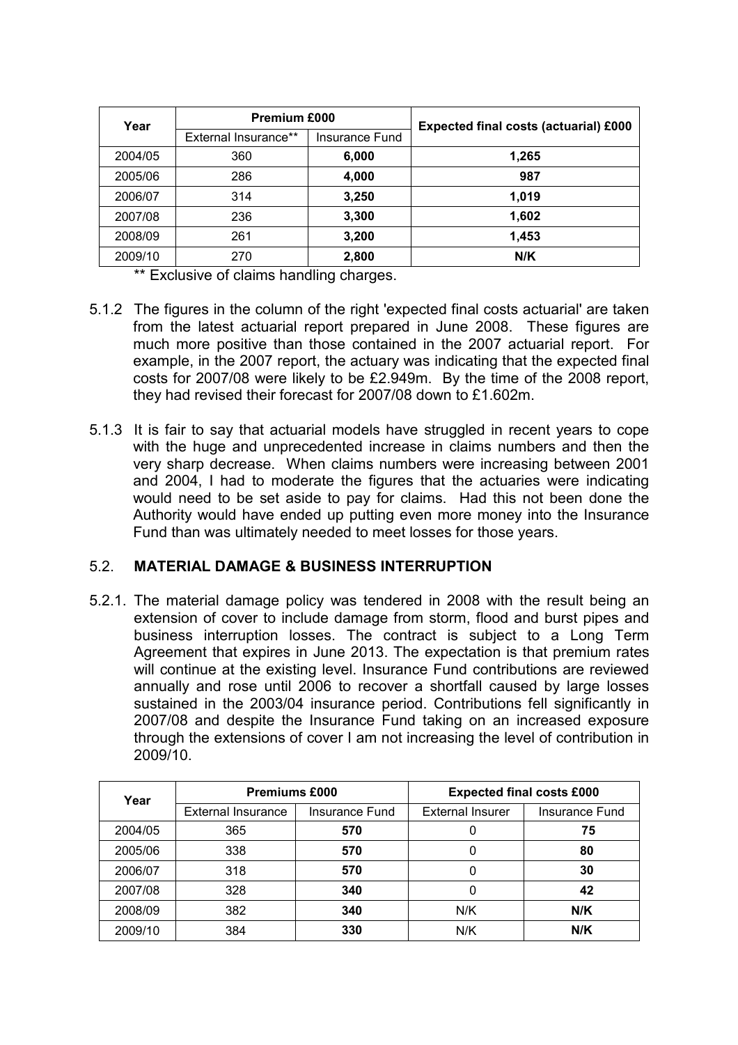| Year | Premium £000 | | Expected final costs (actuarial) £000 |
|---|---|---|---|
| | External Insurance** | Insurance Fund | |
| 2004/05 | 360 | **6,000** | **1,265** |
| 2005/06 | 286 | **4,000** | **987** |
| 2006/07 | 314 | **3,250** | **1,019** |
| 2007/08 | 236 | **3,300** | **1,602** |
| 2008/09 | 261 | **3,200** | **1,453** |
| 2009/10 | 270 | **2,800** | **N/K** |

** Exclusive of claims handling charges.

5.1.2 The figures in the column of the right 'expected final costs actuarial' are taken from the latest actuarial report prepared in June 2008. These figures are much more positive than those contained in the 2007 actuarial report. For example, in the 2007 report, the actuary was indicating that the expected final costs for 2007/08 were likely to be £2.949m. By the time of the 2008 report, they had revised their forecast for 2007/08 down to £1.602m.

5.1.3 It is fair to say that actuarial models have struggled in recent years to cope with the huge and unprecedented increase in claims numbers and then the very sharp decrease. When claims numbers were increasing between 2001 and 2004, I had to moderate the figures that the actuaries were indicating would need to be set aside to pay for claims. Had this not been done the Authority would have ended up putting even more money into the Insurance Fund than was ultimately needed to meet losses for those years.

## 5.2. MATERIAL DAMAGE & BUSINESS INTERRUPTION

5.2.1. The material damage policy was tendered in 2008 with the result being an extension of cover to include damage from storm, flood and burst pipes and business interruption losses. The contract is subject to a Long Term Agreement that expires in June 2013. The expectation is that premium rates will continue at the existing level. Insurance Fund contributions are reviewed annually and rose until 2006 to recover a shortfall caused by large losses sustained in the 2003/04 insurance period. Contributions fell significantly in 2007/08 and despite the Insurance Fund taking on an increased exposure through the extensions of cover I am not increasing the level of contribution in 2009/10.

| Year | Premiums £000 | | Expected final costs £000 | |
|---|---|---|---|---|
| | External Insurance | Insurance Fund | External Insurer | Insurance Fund |
| 2004/05 | 365 | **570** | 0 | **75** |
| 2005/06 | 338 | **570** | 0 | **80** |
| 2006/07 | 318 | **570** | 0 | **30** |
| 2007/08 | 328 | **340** | 0 | **42** |
| 2008/09 | 382 | **340** | N/K | **N/K** |
| 2009/10 | 384 | **330** | N/K | **N/K** |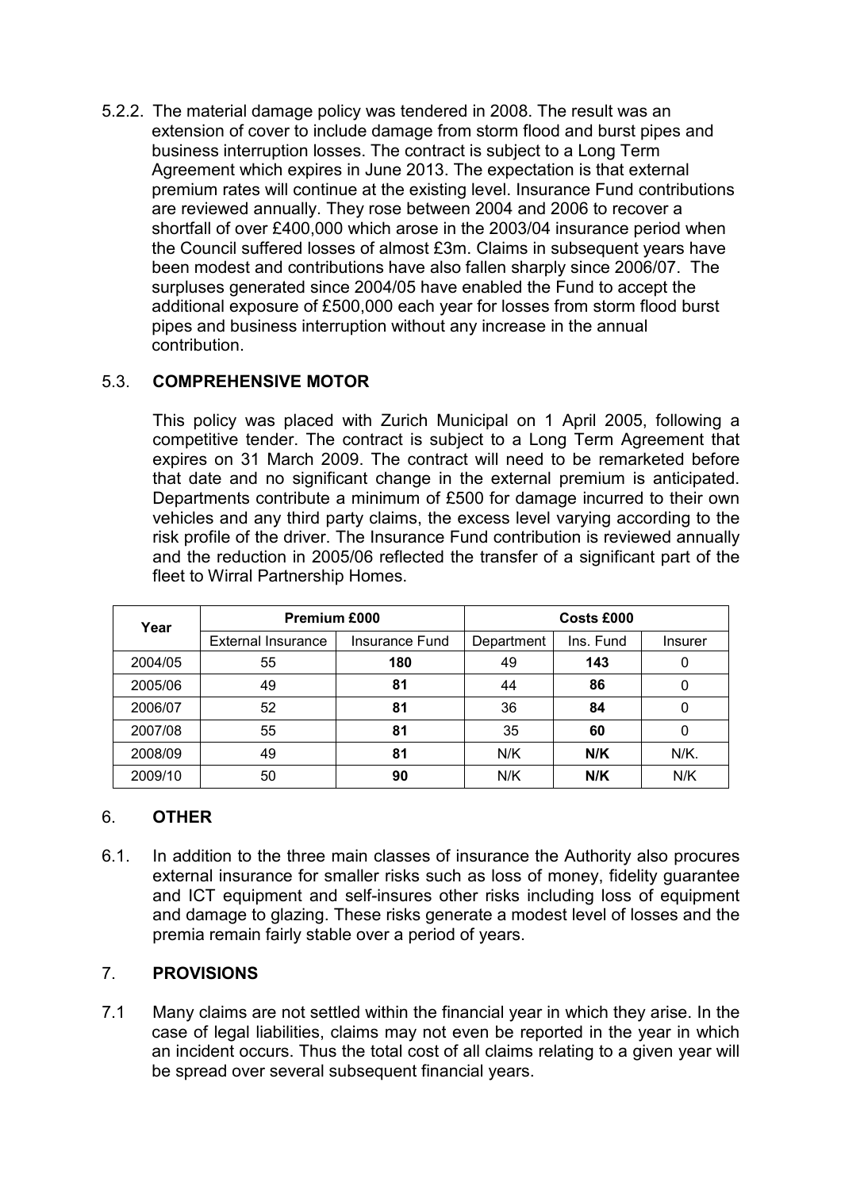5.2.2. The material damage policy was tendered in 2008. The result was an extension of cover to include damage from storm flood and burst pipes and business interruption losses. The contract is subject to a Long Term Agreement which expires in June 2013. The expectation is that external premium rates will continue at the existing level. Insurance Fund contributions are reviewed annually. They rose between 2004 and 2006 to recover a shortfall of over £400,000 which arose in the 2003/04 insurance period when the Council suffered losses of almost £3m. Claims in subsequent years have been modest and contributions have also fallen sharply since 2006/07. The surpluses generated since 2004/05 have enabled the Fund to accept the additional exposure of £500,000 each year for losses from storm flood burst pipes and business interruption without any increase in the annual contribution.

## 5.3. COMPREHENSIVE MOTOR

This policy was placed with Zurich Municipal on 1 April 2005, following a competitive tender. The contract is subject to a Long Term Agreement that expires on 31 March 2009. The contract will need to be remarketed before that date and no significant change in the external premium is anticipated. Departments contribute a minimum of £500 for damage incurred to their own vehicles and any third party claims, the excess level varying according to the risk profile of the driver. The Insurance Fund contribution is reviewed annually and the reduction in 2005/06 reflected the transfer of a significant part of the fleet to Wirral Partnership Homes.

| Year | Premium £000 | | Costs £000 | | |
|---|---|---|---|---|---|
| | External Insurance | Insurance Fund | Department | Ins. Fund | Insurer |
| 2004/05 | 55 | **180** | 49 | **143** | 0 |
| 2005/06 | 49 | **81** | 44 | **86** | 0 |
| 2006/07 | 52 | **81** | 36 | **84** | 0 |
| 2007/08 | 55 | **81** | 35 | **60** | 0 |
| 2008/09 | 49 | **81** | N/K | **N/K** | N/K. |
| 2009/10 | 50 | **90** | N/K | **N/K** | N/K |

## 6. OTHER

6.1. In addition to the three main classes of insurance the Authority also procures external insurance for smaller risks such as loss of money, fidelity guarantee and ICT equipment and self-insures other risks including loss of equipment and damage to glazing. These risks generate a modest level of losses and the premia remain fairly stable over a period of years.

## 7. PROVISIONS

7.1 Many claims are not settled within the financial year in which they arise. In the case of legal liabilities, claims may not even be reported in the year in which an incident occurs. Thus the total cost of all claims relating to a given year will be spread over several subsequent financial years.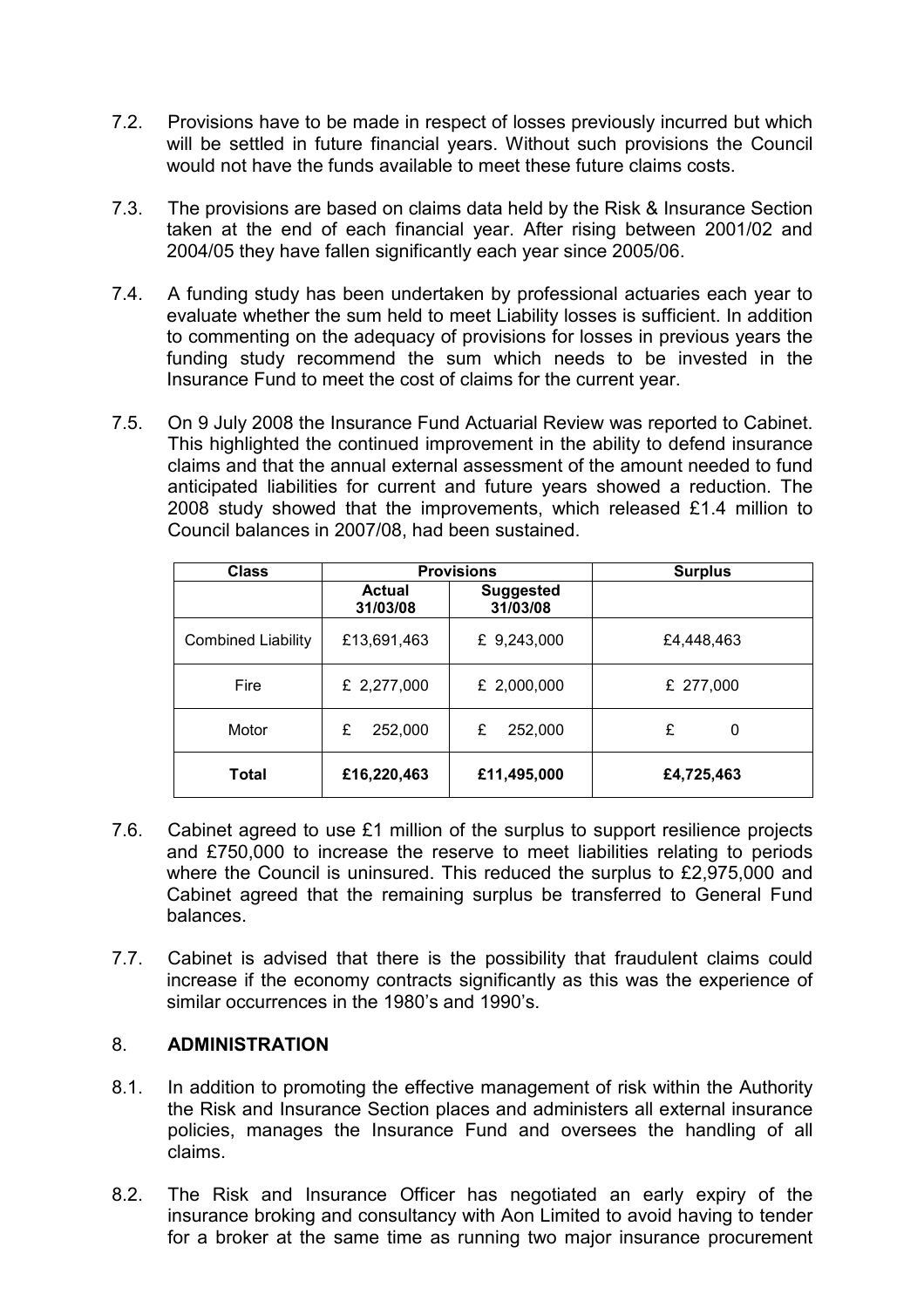7.2. Provisions have to be made in respect of losses previously incurred but which will be settled in future financial years. Without such provisions the Council would not have the funds available to meet these future claims costs.

7.3. The provisions are based on claims data held by the Risk & Insurance Section taken at the end of each financial year. After rising between 2001/02 and 2004/05 they have fallen significantly each year since 2005/06.

7.4. A funding study has been undertaken by professional actuaries each year to evaluate whether the sum held to meet Liability losses is sufficient. In addition to commenting on the adequacy of provisions for losses in previous years the funding study recommend the sum which needs to be invested in the Insurance Fund to meet the cost of claims for the current year.

7.5. On 9 July 2008 the Insurance Fund Actuarial Review was reported to Cabinet. This highlighted the continued improvement in the ability to defend insurance claims and that the annual external assessment of the amount needed to fund anticipated liabilities for current and future years showed a reduction. The 2008 study showed that the improvements, which released £1.4 million to Council balances in 2007/08, had been sustained.

| **Class** | **Provisions** | | **Surplus** |
|---|---|---|---|
| | **Actual 31/03/08** | **Suggested 31/03/08** | |
| Combined Liability | £13,691,463 | £ 9,243,000 | £4,448,463 |
| Fire | £ 2,277,000 | £ 2,000,000 | £ 277,000 |
| Motor | £ 252,000 | £ 252,000 | £ 0 |
| **Total** | **£16,220,463** | **£11,495,000** | **£4,725,463** |

7.6. Cabinet agreed to use £1 million of the surplus to support resilience projects and £750,000 to increase the reserve to meet liabilities relating to periods where the Council is uninsured. This reduced the surplus to £2,975,000 and Cabinet agreed that the remaining surplus be transferred to General Fund balances.

7.7. Cabinet is advised that there is the possibility that fraudulent claims could increase if the economy contracts significantly as this was the experience of similar occurrences in the 1980's and 1990's.

## 8. ADMINISTRATION

8.1. In addition to promoting the effective management of risk within the Authority the Risk and Insurance Section places and administers all external insurance policies, manages the Insurance Fund and oversees the handling of all claims.

8.2. The Risk and Insurance Officer has negotiated an early expiry of the insurance broking and consultancy with Aon Limited to avoid having to tender for a broker at the same time as running two major insurance procurement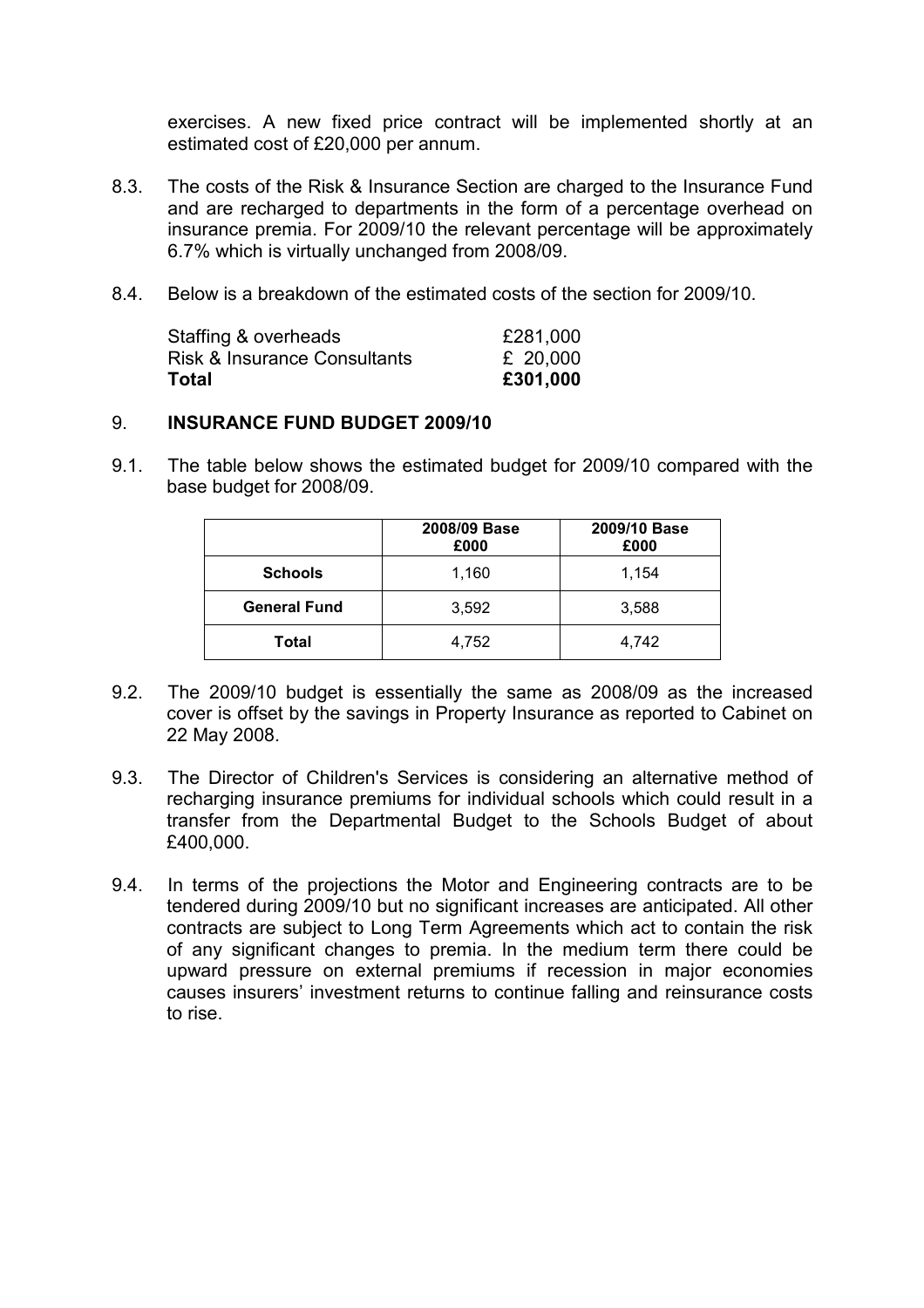exercises. A new fixed price contract will be implemented shortly at an estimated cost of £20,000 per annum.

8.3. The costs of the Risk & Insurance Section are charged to the Insurance Fund and are recharged to departments in the form of a percentage overhead on insurance premia. For 2009/10 the relevant percentage will be approximately 6.7% which is virtually unchanged from 2008/09.

8.4. Below is a breakdown of the estimated costs of the section for 2009/10.

| | |
|---|---|
| Staffing & overheads | £281,000 |
| Risk & Insurance Consultants | £ 20,000 |
| **Total** | **£301,000** |

## 9. INSURANCE FUND BUDGET 2009/10

9.1. The table below shows the estimated budget for 2009/10 compared with the base budget for 2008/09.

| | 2008/09 Base £000 | 2009/10 Base £000 |
|---|---|---|
| **Schools** | 1,160 | 1,154 |
| **General Fund** | 3,592 | 3,588 |
| **Total** | 4,752 | 4,742 |

9.2. The 2009/10 budget is essentially the same as 2008/09 as the increased cover is offset by the savings in Property Insurance as reported to Cabinet on 22 May 2008.

9.3. The Director of Children's Services is considering an alternative method of recharging insurance premiums for individual schools which could result in a transfer from the Departmental Budget to the Schools Budget of about £400,000.

9.4. In terms of the projections the Motor and Engineering contracts are to be tendered during 2009/10 but no significant increases are anticipated. All other contracts are subject to Long Term Agreements which act to contain the risk of any significant changes to premia. In the medium term there could be upward pressure on external premiums if recession in major economies causes insurers' investment returns to continue falling and reinsurance costs to rise.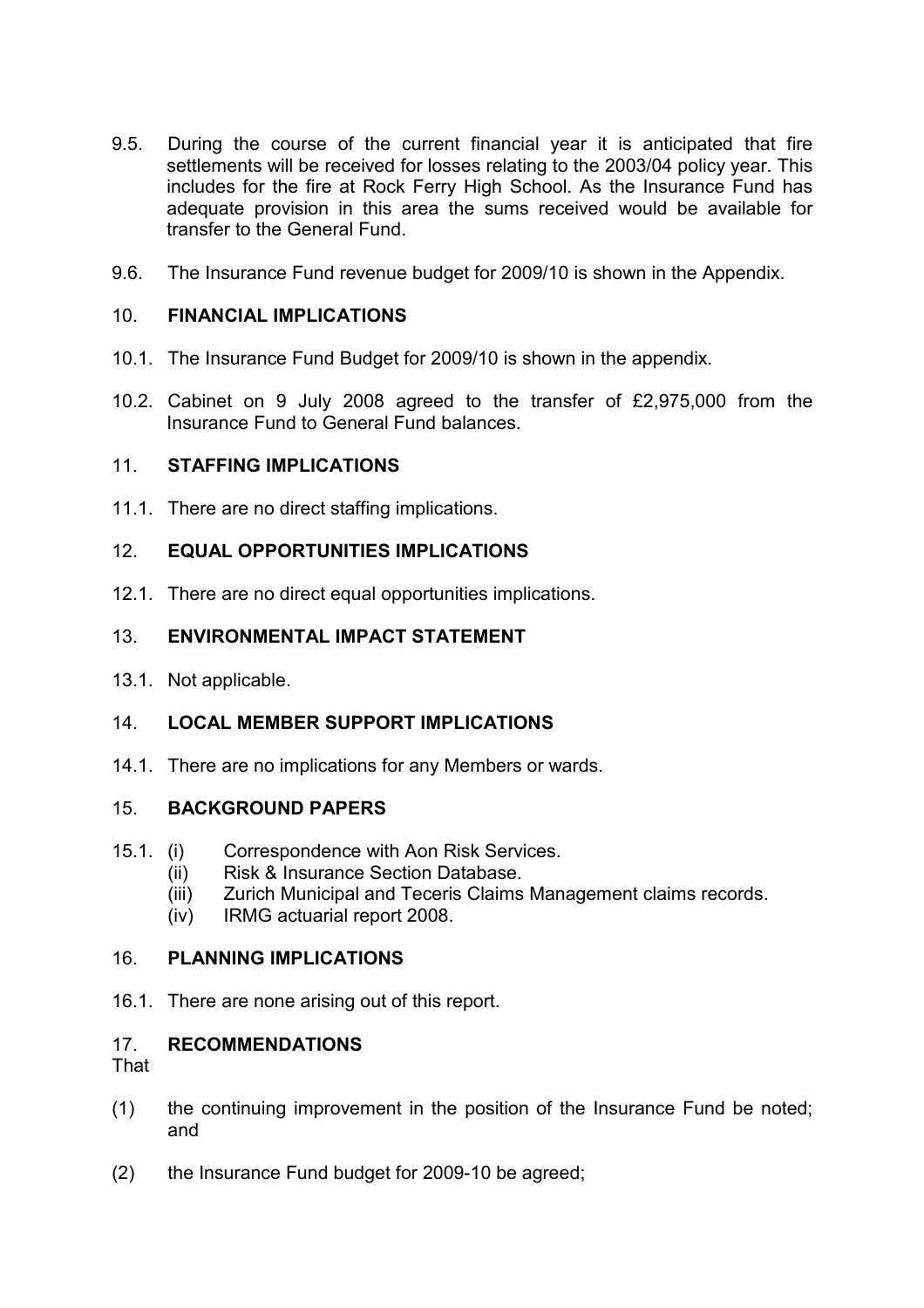9.5. During the course of the current financial year it is anticipated that fire settlements will be received for losses relating to the 2003/04 policy year. This includes for the fire at Rock Ferry High School. As the Insurance Fund has adequate provision in this area the sums received would be available for transfer to the General Fund.

9.6. The Insurance Fund revenue budget for 2009/10 is shown in the Appendix.

## 10. FINANCIAL IMPLICATIONS

10.1. The Insurance Fund Budget for 2009/10 is shown in the appendix.

10.2. Cabinet on 9 July 2008 agreed to the transfer of £2,975,000 from the Insurance Fund to General Fund balances.

## 11. STAFFING IMPLICATIONS

11.1. There are no direct staffing implications.

## 12. EQUAL OPPORTUNITIES IMPLICATIONS

12.1. There are no direct equal opportunities implications.

## 13. ENVIRONMENTAL IMPACT STATEMENT

13.1. Not applicable.

## 14. LOCAL MEMBER SUPPORT IMPLICATIONS

14.1. There are no implications for any Members or wards.

## 15. BACKGROUND PAPERS

15.1. (i) Correspondence with Aon Risk Services.
(ii) Risk & Insurance Section Database.
(iii) Zurich Municipal and Teceris Claims Management claims records.
(iv) IRMG actuarial report 2008.

## 16. PLANNING IMPLICATIONS

16.1. There are none arising out of this report.

## 17. RECOMMENDATIONS

That

(1) the continuing improvement in the position of the Insurance Fund be noted; and

(2) the Insurance Fund budget for 2009-10 be agreed;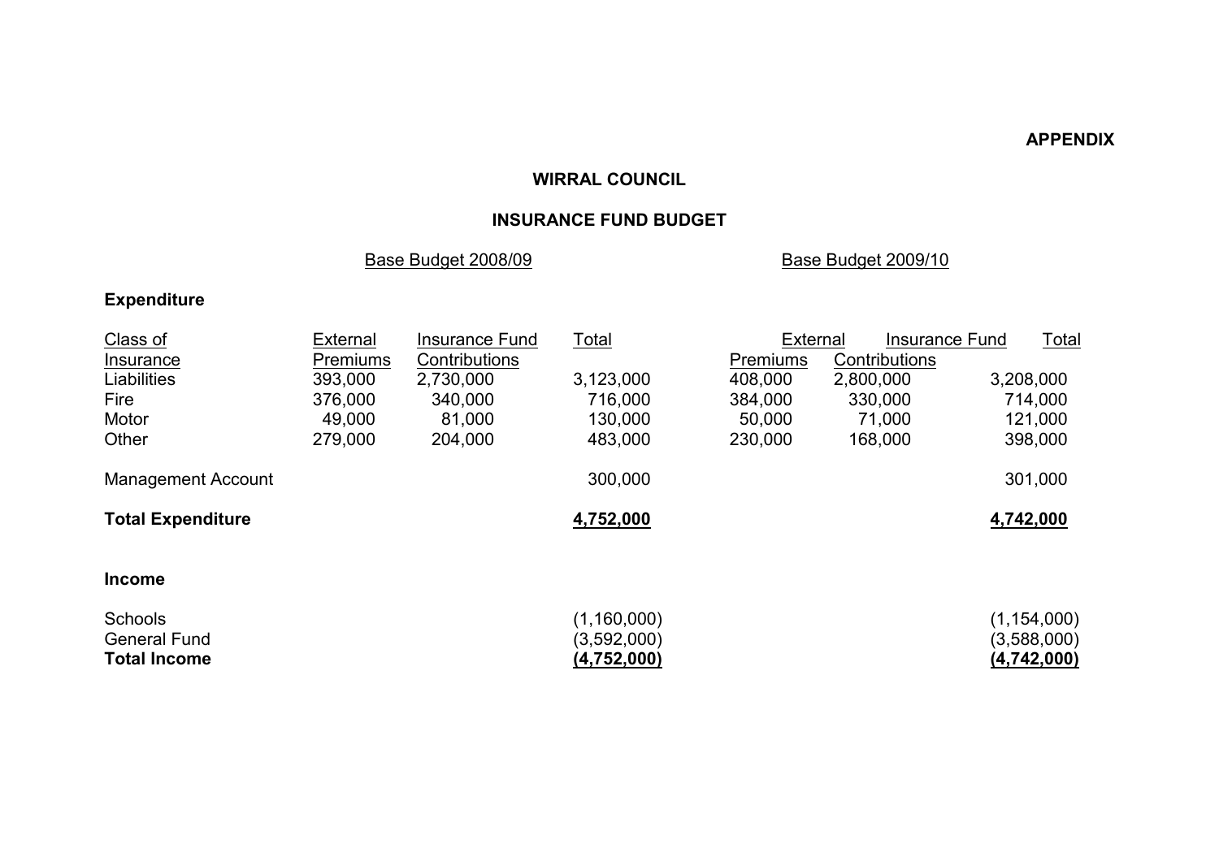**APPENDIX**

**WIRRAL COUNCIL**

**INSURANCE FUND BUDGET**

| | Base Budget 2008/09 | | | Base Budget 2009/10 | | |
|---|---|---|---|---|---|---|
| **Expenditure** | | | | | | |
| Class of Insurance | External Premiums | Insurance Fund Contributions | Total | External Premiums | Insurance Fund Contributions | Total |
| Liabilities | 393,000 | 2,730,000 | 3,123,000 | 408,000 | 2,800,000 | 3,208,000 |
| Fire | 376,000 | 340,000 | 716,000 | 384,000 | 330,000 | 714,000 |
| Motor | 49,000 | 81,000 | 130,000 | 50,000 | 71,000 | 121,000 |
| Other | 279,000 | 204,000 | 483,000 | 230,000 | 168,000 | 398,000 |
| Management Account | | | 300,000 | | | 301,000 |
| **Total Expenditure** | | | **4,752,000** | | | **4,742,000** |
| **Income** | | | | | | |
| Schools | | | (1,160,000) | | | (1,154,000) |
| General Fund | | | (3,592,000) | | | (3,588,000) |
| **Total Income** | | | **(4,752,000)** | | | **(4,742,000)** |